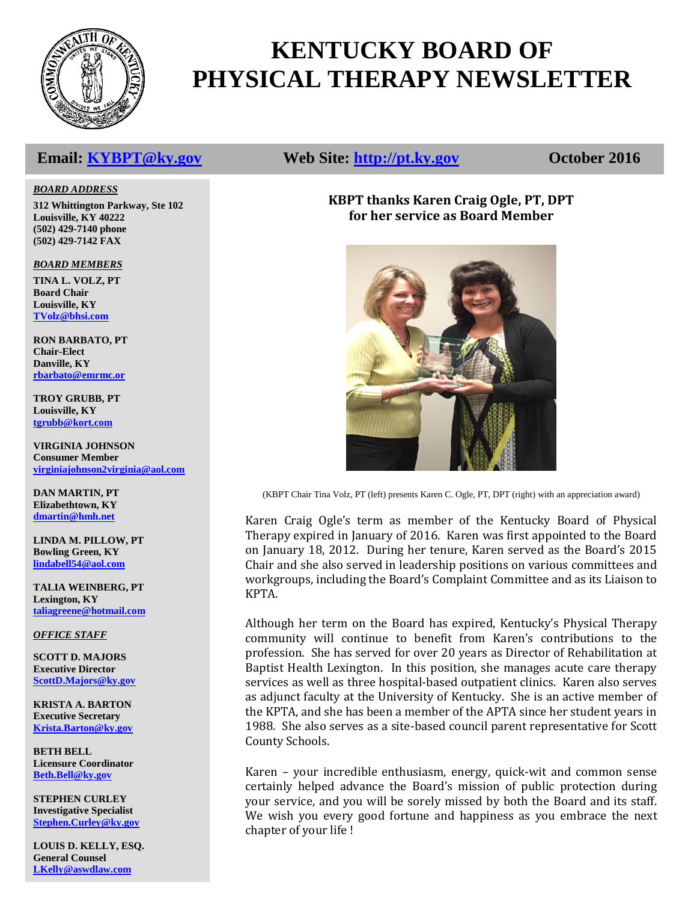# KENTUCKY BOARD OF PHYSICAL THERAPY NEWSLETTER

**Email: KYBPT@ky.gov** **Web Site: http://pt.ky.gov** **October 2016**

***BOARD ADDRESS***

**312 Whittington Parkway, Ste 102**
**Louisville, KY 40222**
**(502) 429-7140 phone**
**(502) 429-7142 FAX**

***BOARD MEMBERS***

**TINA L. VOLZ, PT**
**Board Chair**
**Louisville, KY**
**TVolz@bhsi.com**

**RON BARBATO, PT**
**Chair-Elect**
**Danville, KY**
**rbarbato@emrmc.or**

**TROY GRUBB, PT**
**Louisville, KY**
**tgrubb@kort.com**

**VIRGINIA JOHNSON**
**Consumer Member**
**virginiajohnson2virginia@aol.com**

**DAN MARTIN, PT**
**Elizabethtown, KY**
**dmartin@hmh.net**

**LINDA M. PILLOW, PT**
**Bowling Green, KY**
**lindabell54@aol.com**

**TALIA WEINBERG, PT**
**Lexington, KY**
**taliagreene@hotmail.com**

***OFFICE STAFF***

**SCOTT D. MAJORS**
**Executive Director**
**ScottD.Majors@ky.gov**

**KRISTA A. BARTON**
**Executive Secretary**
**Krista.Barton@ky.gov**

**BETH BELL**
**Licensure Coordinator**
**Beth.Bell@ky.gov**

**STEPHEN CURLEY**
**Investigative Specialist**
**Stephen.Curley@ky.gov**

**LOUIS D. KELLY, ESQ.**
**General Counsel**
**LKelly@aswdlaw.com**

## KBPT thanks Karen Craig Ogle, PT, DPT for her service as Board Member

(KBPT Chair Tina Volz, PT (left) presents Karen C. Ogle, PT, DPT (right) with an appreciation award)

Karen Craig Ogle's term as member of the Kentucky Board of Physical Therapy expired in January of 2016. Karen was first appointed to the Board on January 18, 2012. During her tenure, Karen served as the Board's 2015 Chair and she also served in leadership positions on various committees and workgroups, including the Board's Complaint Committee and as its Liaison to KPTA.

Although her term on the Board has expired, Kentucky's Physical Therapy community will continue to benefit from Karen's contributions to the profession. She has served for over 20 years as Director of Rehabilitation at Baptist Health Lexington. In this position, she manages acute care therapy services as well as three hospital-based outpatient clinics. Karen also serves as adjunct faculty at the University of Kentucky. She is an active member of the KPTA, and she has been a member of the APTA since her student years in 1988. She also serves as a site-based council parent representative for Scott County Schools.

Karen – your incredible enthusiasm, energy, quick-wit and common sense certainly helped advance the Board's mission of public protection during your service, and you will be sorely missed by both the Board and its staff. We wish you every good fortune and happiness as you embrace the next chapter of your life !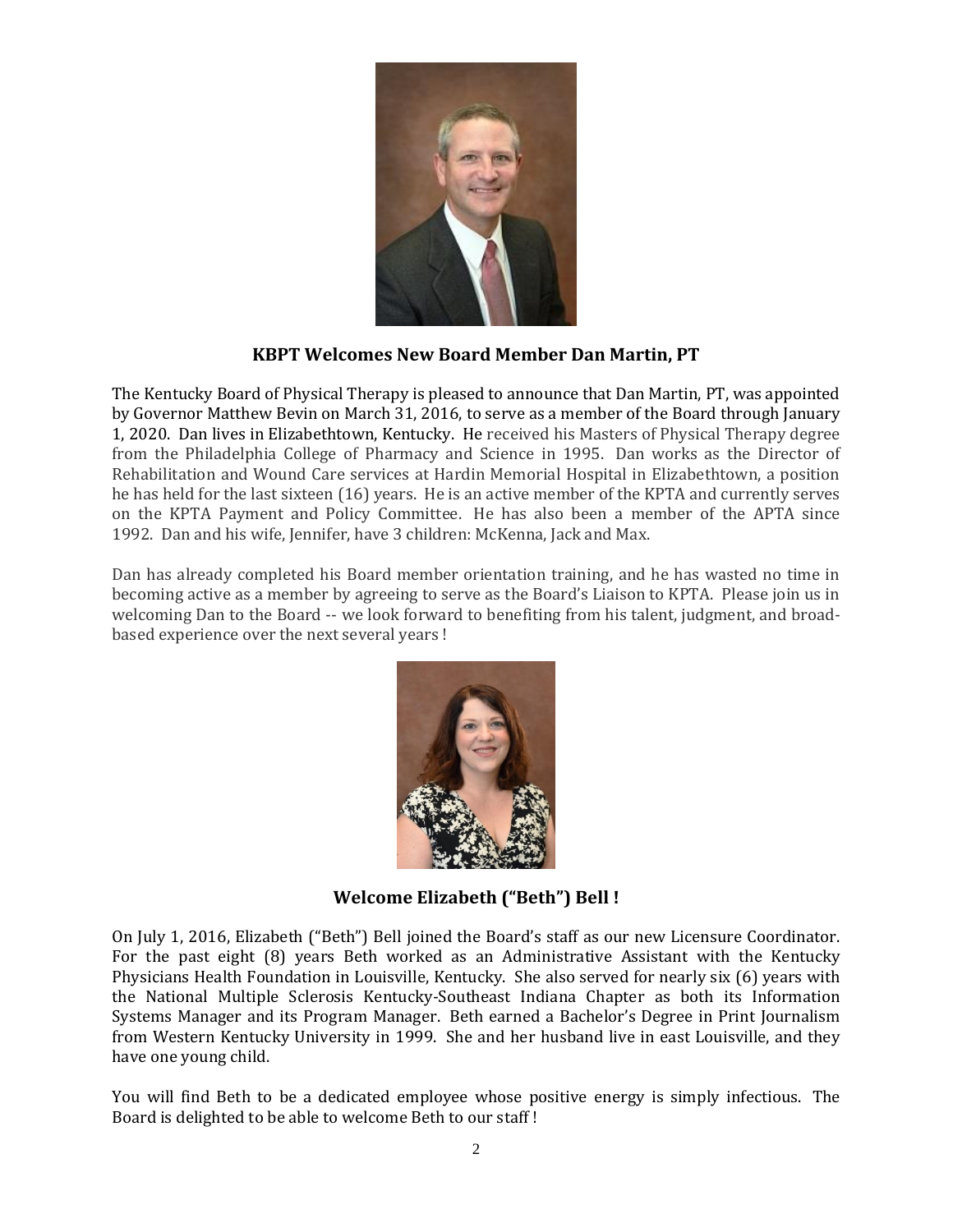### KBPT Welcomes New Board Member Dan Martin, PT

The Kentucky Board of Physical Therapy is pleased to announce that Dan Martin, PT, was appointed by Governor Matthew Bevin on March 31, 2016, to serve as a member of the Board through January 1, 2020. Dan lives in Elizabethtown, Kentucky. He received his Masters of Physical Therapy degree from the Philadelphia College of Pharmacy and Science in 1995. Dan works as the Director of Rehabilitation and Wound Care services at Hardin Memorial Hospital in Elizabethtown, a position he has held for the last sixteen (16) years. He is an active member of the KPTA and currently serves on the KPTA Payment and Policy Committee. He has also been a member of the APTA since 1992. Dan and his wife, Jennifer, have 3 children: McKenna, Jack and Max.

Dan has already completed his Board member orientation training, and he has wasted no time in becoming active as a member by agreeing to serve as the Board's Liaison to KPTA. Please join us in welcoming Dan to the Board -- we look forward to benefiting from his talent, judgment, and broad-based experience over the next several years !

### Welcome Elizabeth ("Beth") Bell !

On July 1, 2016, Elizabeth ("Beth") Bell joined the Board's staff as our new Licensure Coordinator. For the past eight (8) years Beth worked as an Administrative Assistant with the Kentucky Physicians Health Foundation in Louisville, Kentucky. She also served for nearly six (6) years with the National Multiple Sclerosis Kentucky-Southeast Indiana Chapter as both its Information Systems Manager and its Program Manager. Beth earned a Bachelor's Degree in Print Journalism from Western Kentucky University in 1999. She and her husband live in east Louisville, and they have one young child.

You will find Beth to be a dedicated employee whose positive energy is simply infectious. The Board is delighted to be able to welcome Beth to our staff !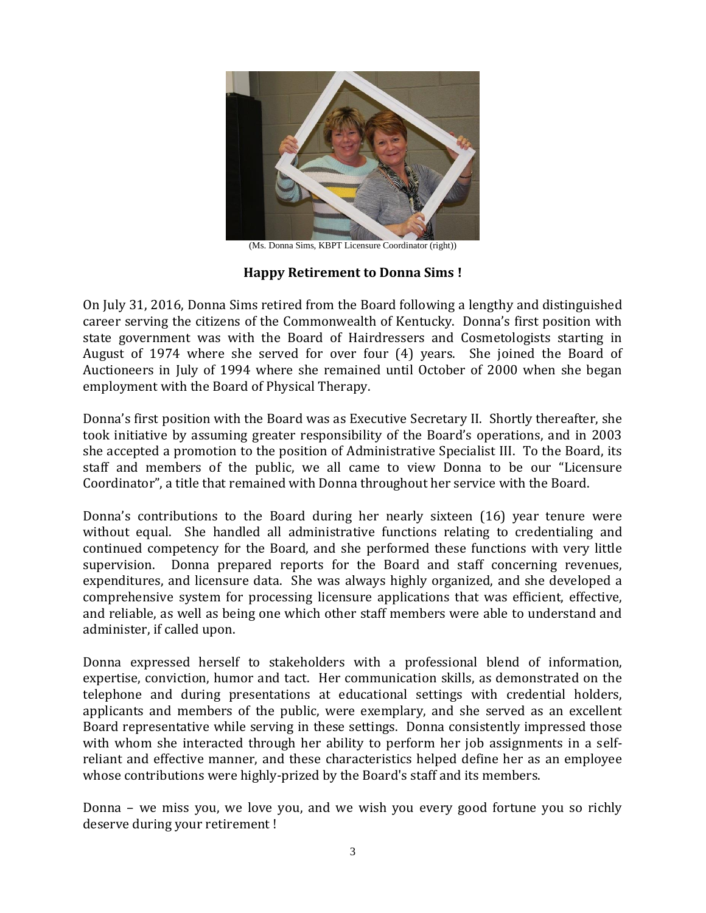(Ms. Donna Sims, KBPT Licensure Coordinator (right))

**Happy Retirement to Donna Sims !**

On July 31, 2016, Donna Sims retired from the Board following a lengthy and distinguished career serving the citizens of the Commonwealth of Kentucky. Donna's first position with state government was with the Board of Hairdressers and Cosmetologists starting in August of 1974 where she served for over four (4) years. She joined the Board of Auctioneers in July of 1994 where she remained until October of 2000 when she began employment with the Board of Physical Therapy.

Donna's first position with the Board was as Executive Secretary II. Shortly thereafter, she took initiative by assuming greater responsibility of the Board's operations, and in 2003 she accepted a promotion to the position of Administrative Specialist III. To the Board, its staff and members of the public, we all came to view Donna to be our "Licensure Coordinator", a title that remained with Donna throughout her service with the Board.

Donna's contributions to the Board during her nearly sixteen (16) year tenure were without equal. She handled all administrative functions relating to credentialing and continued competency for the Board, and she performed these functions with very little supervision. Donna prepared reports for the Board and staff concerning revenues, expenditures, and licensure data. She was always highly organized, and she developed a comprehensive system for processing licensure applications that was efficient, effective, and reliable, as well as being one which other staff members were able to understand and administer, if called upon.

Donna expressed herself to stakeholders with a professional blend of information, expertise, conviction, humor and tact. Her communication skills, as demonstrated on the telephone and during presentations at educational settings with credential holders, applicants and members of the public, were exemplary, and she served as an excellent Board representative while serving in these settings. Donna consistently impressed those with whom she interacted through her ability to perform her job assignments in a self-reliant and effective manner, and these characteristics helped define her as an employee whose contributions were highly-prized by the Board's staff and its members.

Donna – we miss you, we love you, and we wish you every good fortune you so richly deserve during your retirement !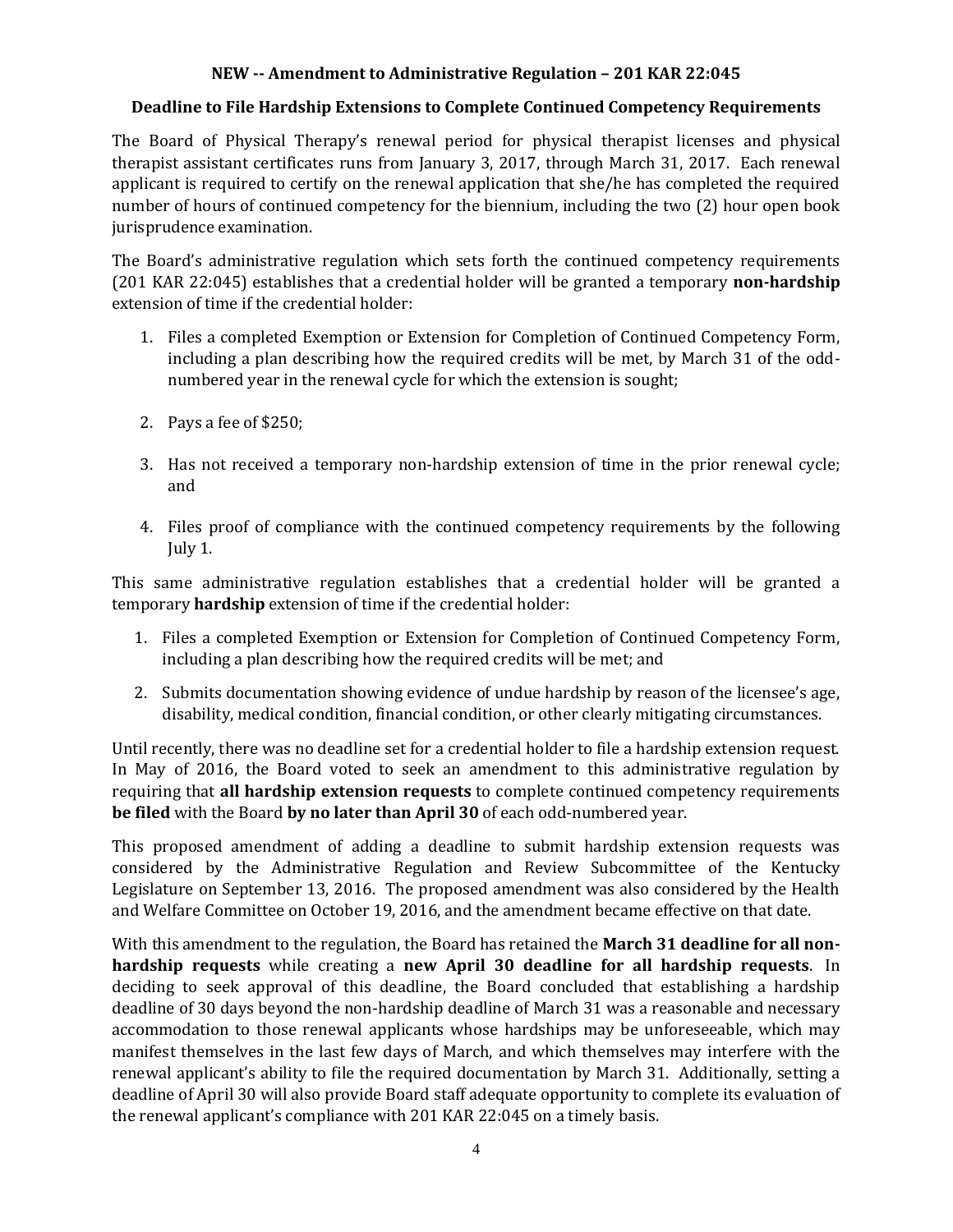## NEW -- Amendment to Administrative Regulation – 201 KAR 22:045

### Deadline to File Hardship Extensions to Complete Continued Competency Requirements

The Board of Physical Therapy's renewal period for physical therapist licenses and physical therapist assistant certificates runs from January 3, 2017, through March 31, 2017. Each renewal applicant is required to certify on the renewal application that she/he has completed the required number of hours of continued competency for the biennium, including the two (2) hour open book jurisprudence examination.

The Board's administrative regulation which sets forth the continued competency requirements (201 KAR 22:045) establishes that a credential holder will be granted a temporary **non-hardship** extension of time if the credential holder:

1. Files a completed Exemption or Extension for Completion of Continued Competency Form, including a plan describing how the required credits will be met, by March 31 of the odd-numbered year in the renewal cycle for which the extension is sought;

2. Pays a fee of $250;

3. Has not received a temporary non-hardship extension of time in the prior renewal cycle; and

4. Files proof of compliance with the continued competency requirements by the following July 1.

This same administrative regulation establishes that a credential holder will be granted a temporary **hardship** extension of time if the credential holder:

1. Files a completed Exemption or Extension for Completion of Continued Competency Form, including a plan describing how the required credits will be met; and

2. Submits documentation showing evidence of undue hardship by reason of the licensee's age, disability, medical condition, financial condition, or other clearly mitigating circumstances.

Until recently, there was no deadline set for a credential holder to file a hardship extension request. In May of 2016, the Board voted to seek an amendment to this administrative regulation by requiring that **all hardship extension requests** to complete continued competency requirements **be filed** with the Board **by no later than April 30** of each odd-numbered year.

This proposed amendment of adding a deadline to submit hardship extension requests was considered by the Administrative Regulation and Review Subcommittee of the Kentucky Legislature on September 13, 2016. The proposed amendment was also considered by the Health and Welfare Committee on October 19, 2016, and the amendment became effective on that date.

With this amendment to the regulation, the Board has retained the **March 31 deadline for all non-hardship requests** while creating a **new April 30 deadline for all hardship requests**. In deciding to seek approval of this deadline, the Board concluded that establishing a hardship deadline of 30 days beyond the non-hardship deadline of March 31 was a reasonable and necessary accommodation to those renewal applicants whose hardships may be unforeseeable, which may manifest themselves in the last few days of March, and which themselves may interfere with the renewal applicant's ability to file the required documentation by March 31. Additionally, setting a deadline of April 30 will also provide Board staff adequate opportunity to complete its evaluation of the renewal applicant's compliance with 201 KAR 22:045 on a timely basis.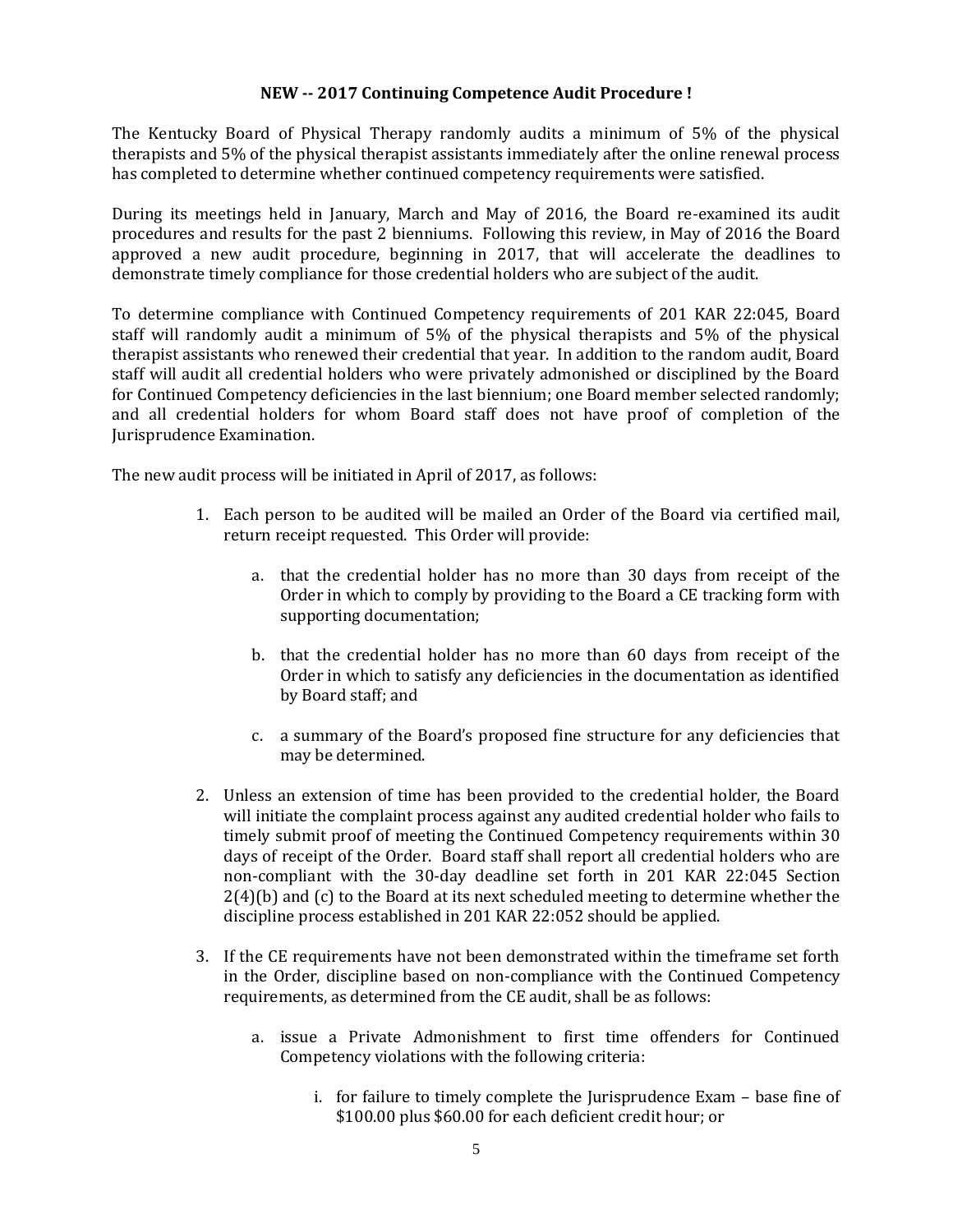**NEW -- 2017 Continuing Competence Audit Procedure !**

The Kentucky Board of Physical Therapy randomly audits a minimum of 5% of the physical therapists and 5% of the physical therapist assistants immediately after the online renewal process has completed to determine whether continued competency requirements were satisfied.

During its meetings held in January, March and May of 2016, the Board re-examined its audit procedures and results for the past 2 bienniums. Following this review, in May of 2016 the Board approved a new audit procedure, beginning in 2017, that will accelerate the deadlines to demonstrate timely compliance for those credential holders who are subject of the audit.

To determine compliance with Continued Competency requirements of 201 KAR 22:045, Board staff will randomly audit a minimum of 5% of the physical therapists and 5% of the physical therapist assistants who renewed their credential that year. In addition to the random audit, Board staff will audit all credential holders who were privately admonished or disciplined by the Board for Continued Competency deficiencies in the last biennium; one Board member selected randomly; and all credential holders for whom Board staff does not have proof of completion of the Jurisprudence Examination.

The new audit process will be initiated in April of 2017, as follows:

1. Each person to be audited will be mailed an Order of the Board via certified mail, return receipt requested. This Order will provide:

    a. that the credential holder has no more than 30 days from receipt of the Order in which to comply by providing to the Board a CE tracking form with supporting documentation;

    b. that the credential holder has no more than 60 days from receipt of the Order in which to satisfy any deficiencies in the documentation as identified by Board staff; and

    c. a summary of the Board's proposed fine structure for any deficiencies that may be determined.

2. Unless an extension of time has been provided to the credential holder, the Board will initiate the complaint process against any audited credential holder who fails to timely submit proof of meeting the Continued Competency requirements within 30 days of receipt of the Order. Board staff shall report all credential holders who are non-compliant with the 30-day deadline set forth in 201 KAR 22:045 Section 2(4)(b) and (c) to the Board at its next scheduled meeting to determine whether the discipline process established in 201 KAR 22:052 should be applied.

3. If the CE requirements have not been demonstrated within the timeframe set forth in the Order, discipline based on non-compliance with the Continued Competency requirements, as determined from the CE audit, shall be as follows:

    a. issue a Private Admonishment to first time offenders for Continued Competency violations with the following criteria:

        i. for failure to timely complete the Jurisprudence Exam – base fine of \$100.00 plus \$60.00 for each deficient credit hour; or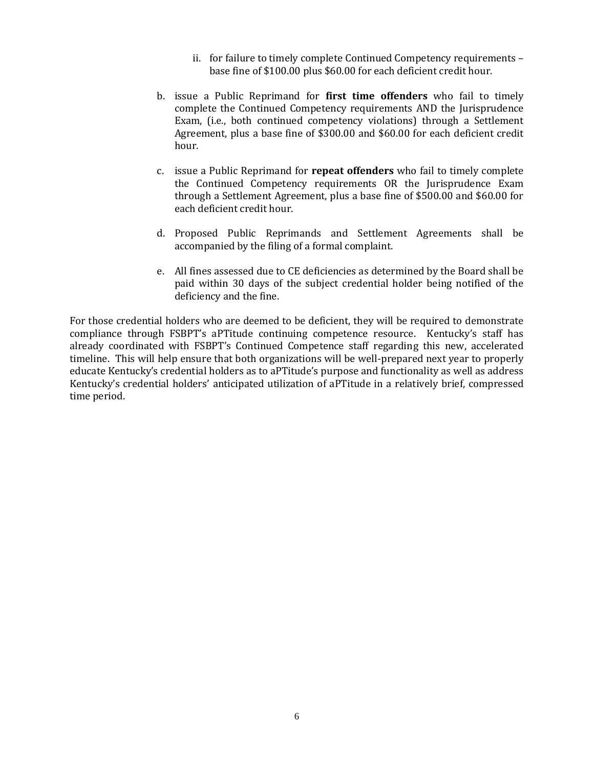ii. for failure to timely complete Continued Competency requirements – base fine of $100.00 plus $60.00 for each deficient credit hour.

b. issue a Public Reprimand for **first time offenders** who fail to timely complete the Continued Competency requirements AND the Jurisprudence Exam, (i.e., both continued competency violations) through a Settlement Agreement, plus a base fine of $300.00 and $60.00 for each deficient credit hour.

c. issue a Public Reprimand for **repeat offenders** who fail to timely complete the Continued Competency requirements OR the Jurisprudence Exam through a Settlement Agreement, plus a base fine of $500.00 and $60.00 for each deficient credit hour.

d. Proposed Public Reprimands and Settlement Agreements shall be accompanied by the filing of a formal complaint.

e. All fines assessed due to CE deficiencies as determined by the Board shall be paid within 30 days of the subject credential holder being notified of the deficiency and the fine.

For those credential holders who are deemed to be deficient, they will be required to demonstrate compliance through FSBPT's aPTitude continuing competence resource. Kentucky's staff has already coordinated with FSBPT's Continued Competence staff regarding this new, accelerated timeline. This will help ensure that both organizations will be well-prepared next year to properly educate Kentucky's credential holders as to aPTitude's purpose and functionality as well as address Kentucky's credential holders' anticipated utilization of aPTitude in a relatively brief, compressed time period.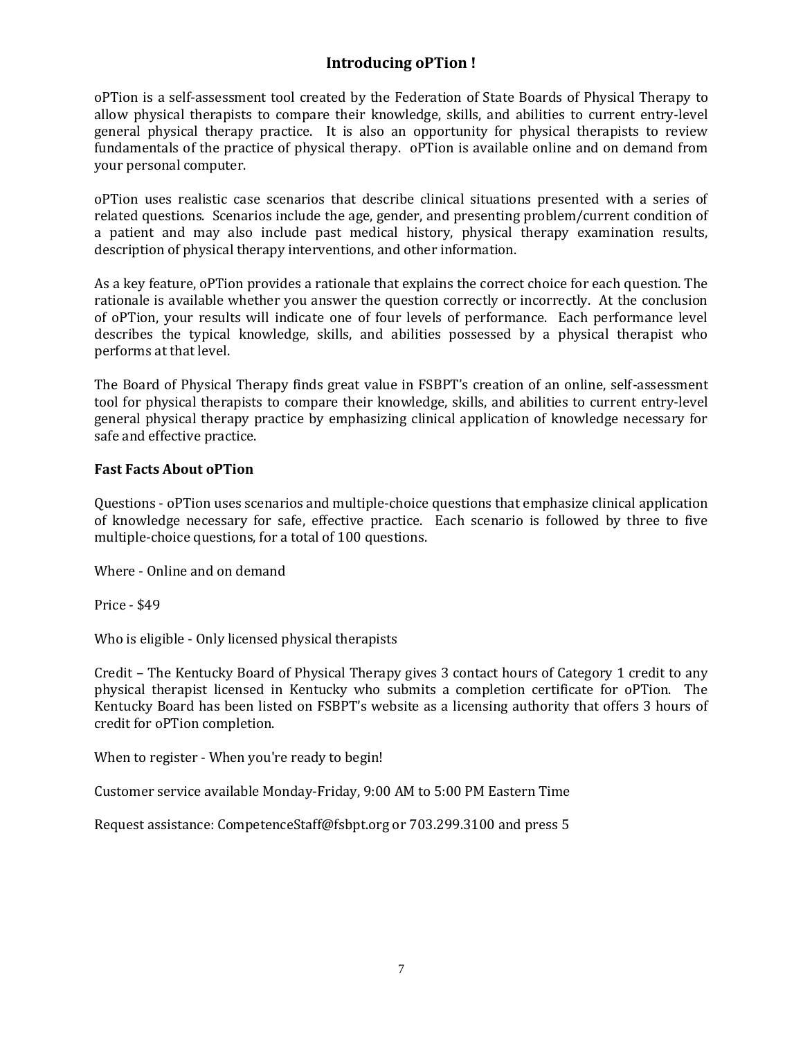## Introducing oPTion !

oPTion is a self-assessment tool created by the Federation of State Boards of Physical Therapy to allow physical therapists to compare their knowledge, skills, and abilities to current entry-level general physical therapy practice. It is also an opportunity for physical therapists to review fundamentals of the practice of physical therapy. oPTion is available online and on demand from your personal computer.

oPTion uses realistic case scenarios that describe clinical situations presented with a series of related questions. Scenarios include the age, gender, and presenting problem/current condition of a patient and may also include past medical history, physical therapy examination results, description of physical therapy interventions, and other information.

As a key feature, oPTion provides a rationale that explains the correct choice for each question. The rationale is available whether you answer the question correctly or incorrectly. At the conclusion of oPTion, your results will indicate one of four levels of performance. Each performance level describes the typical knowledge, skills, and abilities possessed by a physical therapist who performs at that level.

The Board of Physical Therapy finds great value in FSBPT's creation of an online, self-assessment tool for physical therapists to compare their knowledge, skills, and abilities to current entry-level general physical therapy practice by emphasizing clinical application of knowledge necessary for safe and effective practice.

**Fast Facts About oPTion**

Questions - oPTion uses scenarios and multiple-choice questions that emphasize clinical application of knowledge necessary for safe, effective practice. Each scenario is followed by three to five multiple-choice questions, for a total of 100 questions.

Where - Online and on demand

Price - $49

Who is eligible - Only licensed physical therapists

Credit – The Kentucky Board of Physical Therapy gives 3 contact hours of Category 1 credit to any physical therapist licensed in Kentucky who submits a completion certificate for oPTion. The Kentucky Board has been listed on FSBPT's website as a licensing authority that offers 3 hours of credit for oPTion completion.

When to register - When you're ready to begin!

Customer service available Monday-Friday, 9:00 AM to 5:00 PM Eastern Time

Request assistance: CompetenceStaff@fsbpt.org or 703.299.3100 and press 5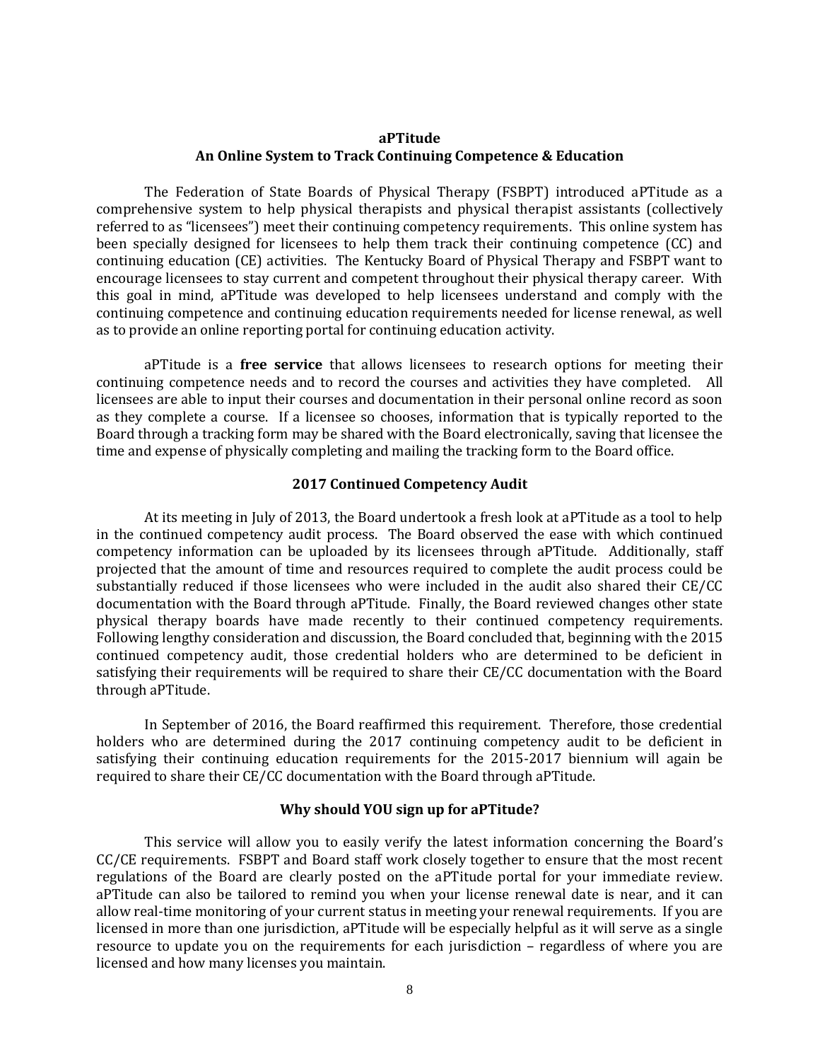## aPTitude
## An Online System to Track Continuing Competence & Education

The Federation of State Boards of Physical Therapy (FSBPT) introduced aPTitude as a comprehensive system to help physical therapists and physical therapist assistants (collectively referred to as "licensees") meet their continuing competency requirements. This online system has been specially designed for licensees to help them track their continuing competence (CC) and continuing education (CE) activities. The Kentucky Board of Physical Therapy and FSBPT want to encourage licensees to stay current and competent throughout their physical therapy career. With this goal in mind, aPTitude was developed to help licensees understand and comply with the continuing competence and continuing education requirements needed for license renewal, as well as to provide an online reporting portal for continuing education activity.

aPTitude is a **free service** that allows licensees to research options for meeting their continuing competence needs and to record the courses and activities they have completed. All licensees are able to input their courses and documentation in their personal online record as soon as they complete a course. If a licensee so chooses, information that is typically reported to the Board through a tracking form may be shared with the Board electronically, saving that licensee the time and expense of physically completing and mailing the tracking form to the Board office.

### 2017 Continued Competency Audit

At its meeting in July of 2013, the Board undertook a fresh look at aPTitude as a tool to help in the continued competency audit process. The Board observed the ease with which continued competency information can be uploaded by its licensees through aPTitude. Additionally, staff projected that the amount of time and resources required to complete the audit process could be substantially reduced if those licensees who were included in the audit also shared their CE/CC documentation with the Board through aPTitude. Finally, the Board reviewed changes other state physical therapy boards have made recently to their continued competency requirements. Following lengthy consideration and discussion, the Board concluded that, beginning with the 2015 continued competency audit, those credential holders who are determined to be deficient in satisfying their requirements will be required to share their CE/CC documentation with the Board through aPTitude.

In September of 2016, the Board reaffirmed this requirement. Therefore, those credential holders who are determined during the 2017 continuing competency audit to be deficient in satisfying their continuing education requirements for the 2015-2017 biennium will again be required to share their CE/CC documentation with the Board through aPTitude.

### Why should YOU sign up for aPTitude?

This service will allow you to easily verify the latest information concerning the Board's CC/CE requirements. FSBPT and Board staff work closely together to ensure that the most recent regulations of the Board are clearly posted on the aPTitude portal for your immediate review. aPTitude can also be tailored to remind you when your license renewal date is near, and it can allow real-time monitoring of your current status in meeting your renewal requirements. If you are licensed in more than one jurisdiction, aPTitude will be especially helpful as it will serve as a single resource to update you on the requirements for each jurisdiction – regardless of where you are licensed and how many licenses you maintain.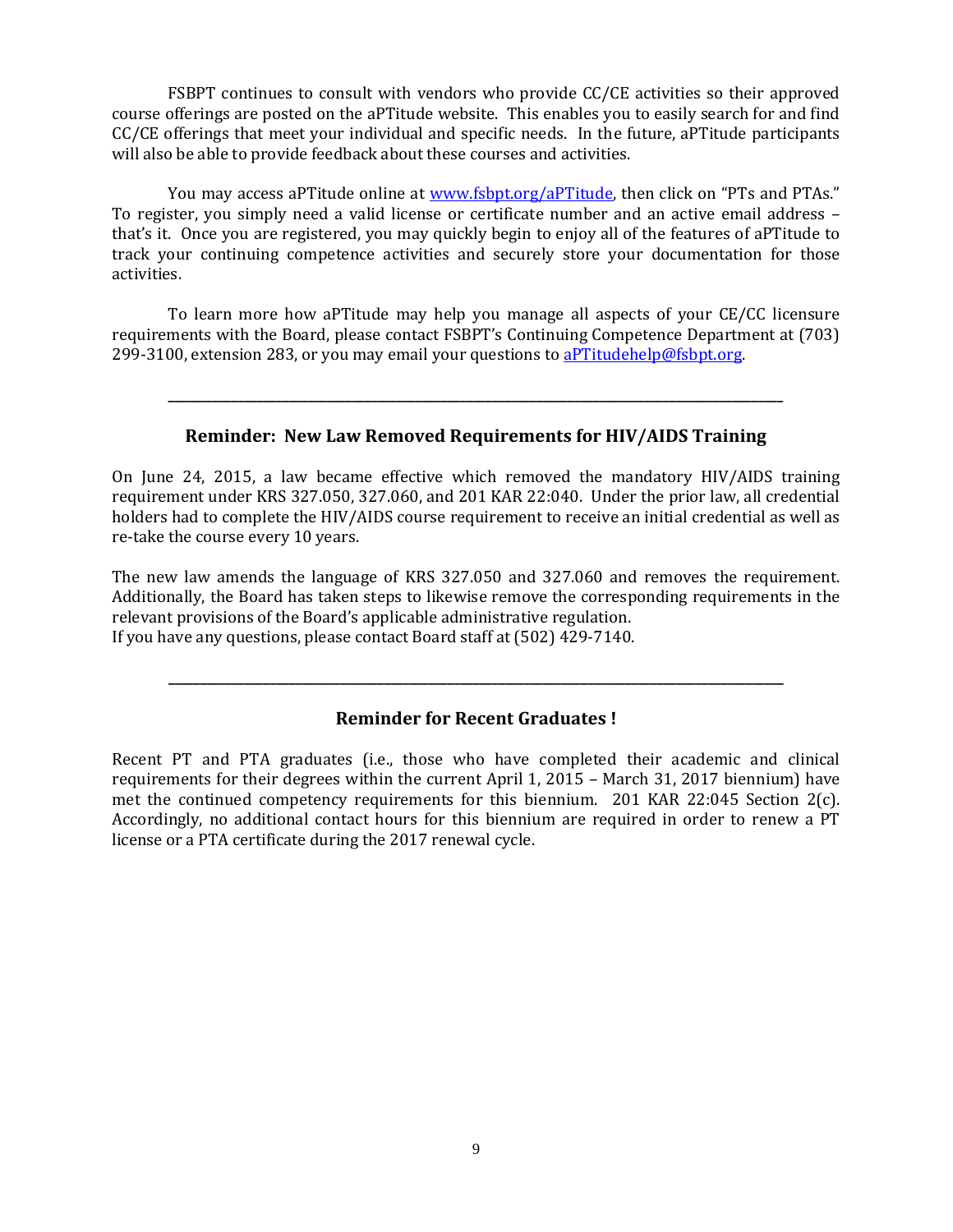FSBPT continues to consult with vendors who provide CC/CE activities so their approved course offerings are posted on the aPTitude website. This enables you to easily search for and find CC/CE offerings that meet your individual and specific needs. In the future, aPTitude participants will also be able to provide feedback about these courses and activities.

You may access aPTitude online at [www.fsbpt.org/aPTitude](www.fsbpt.org/aPTitude), then click on "PTs and PTAs." To register, you simply need a valid license or certificate number and an active email address – that's it. Once you are registered, you may quickly begin to enjoy all of the features of aPTitude to track your continuing competence activities and securely store your documentation for those activities.

To learn more how aPTitude may help you manage all aspects of your CE/CC licensure requirements with the Board, please contact FSBPT's Continuing Competence Department at (703) 299-3100, extension 283, or you may email your questions to [aPTitudehelp@fsbpt.org](mailto:aPTitudehelp@fsbpt.org).

---

## Reminder: New Law Removed Requirements for HIV/AIDS Training

On June 24, 2015, a law became effective which removed the mandatory HIV/AIDS training requirement under KRS 327.050, 327.060, and 201 KAR 22:040. Under the prior law, all credential holders had to complete the HIV/AIDS course requirement to receive an initial credential as well as re-take the course every 10 years.

The new law amends the language of KRS 327.050 and 327.060 and removes the requirement. Additionally, the Board has taken steps to likewise remove the corresponding requirements in the relevant provisions of the Board's applicable administrative regulation.
If you have any questions, please contact Board staff at (502) 429-7140.

---

## Reminder for Recent Graduates !

Recent PT and PTA graduates (i.e., those who have completed their academic and clinical requirements for their degrees within the current April 1, 2015 – March 31, 2017 biennium) have met the continued competency requirements for this biennium. 201 KAR 22:045 Section 2(c). Accordingly, no additional contact hours for this biennium are required in order to renew a PT license or a PTA certificate during the 2017 renewal cycle.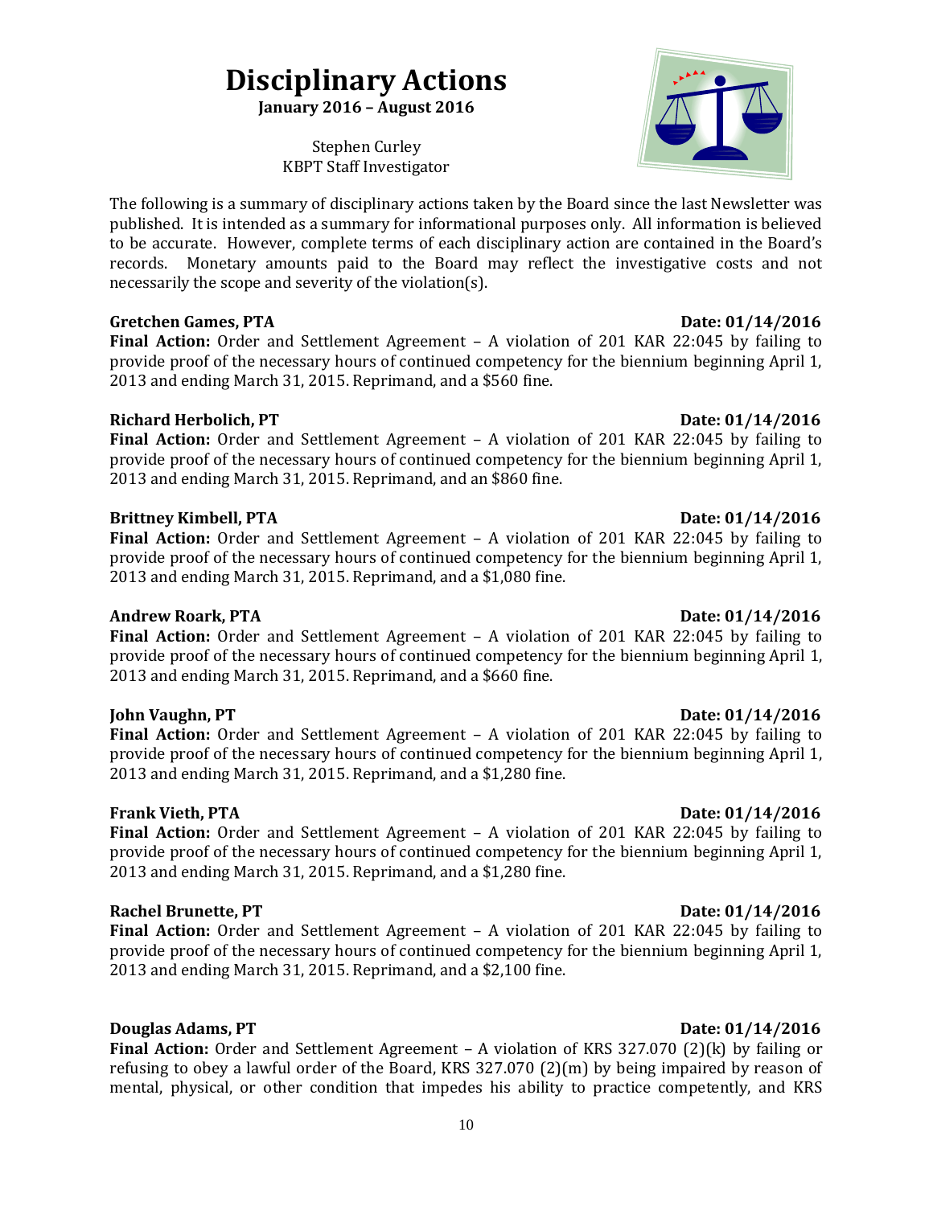# Disciplinary Actions

**January 2016 – August 2016**

Stephen Curley
KBPT Staff Investigator

The following is a summary of disciplinary actions taken by the Board since the last Newsletter was published. It is intended as a summary for informational purposes only. All information is believed to be accurate. However, complete terms of each disciplinary action are contained in the Board's records. Monetary amounts paid to the Board may reflect the investigative costs and not necessarily the scope and severity of the violation(s).

**Gretchen Games, PTA** **Date: 01/14/2016**
**Final Action:** Order and Settlement Agreement – A violation of 201 KAR 22:045 by failing to provide proof of the necessary hours of continued competency for the biennium beginning April 1, 2013 and ending March 31, 2015. Reprimand, and a $560 fine.

**Richard Herbolich, PT** **Date: 01/14/2016**
**Final Action:** Order and Settlement Agreement – A violation of 201 KAR 22:045 by failing to provide proof of the necessary hours of continued competency for the biennium beginning April 1, 2013 and ending March 31, 2015. Reprimand, and an $860 fine.

**Brittney Kimbell, PTA** **Date: 01/14/2016**
**Final Action:** Order and Settlement Agreement – A violation of 201 KAR 22:045 by failing to provide proof of the necessary hours of continued competency for the biennium beginning April 1, 2013 and ending March 31, 2015. Reprimand, and a $1,080 fine.

**Andrew Roark, PTA** **Date: 01/14/2016**
**Final Action:** Order and Settlement Agreement – A violation of 201 KAR 22:045 by failing to provide proof of the necessary hours of continued competency for the biennium beginning April 1, 2013 and ending March 31, 2015. Reprimand, and a $660 fine.

**John Vaughn, PT** **Date: 01/14/2016**
**Final Action:** Order and Settlement Agreement – A violation of 201 KAR 22:045 by failing to provide proof of the necessary hours of continued competency for the biennium beginning April 1, 2013 and ending March 31, 2015. Reprimand, and a $1,280 fine.

**Frank Vieth, PTA** **Date: 01/14/2016**
**Final Action:** Order and Settlement Agreement – A violation of 201 KAR 22:045 by failing to provide proof of the necessary hours of continued competency for the biennium beginning April 1, 2013 and ending March 31, 2015. Reprimand, and a $1,280 fine.

**Rachel Brunette, PT** **Date: 01/14/2016**
**Final Action:** Order and Settlement Agreement – A violation of 201 KAR 22:045 by failing to provide proof of the necessary hours of continued competency for the biennium beginning April 1, 2013 and ending March 31, 2015. Reprimand, and a $2,100 fine.

**Douglas Adams, PT** **Date: 01/14/2016**
**Final Action:** Order and Settlement Agreement – A violation of KRS 327.070 (2)(k) by failing or refusing to obey a lawful order of the Board, KRS 327.070 (2)(m) by being impaired by reason of mental, physical, or other condition that impedes his ability to practice competently, and KRS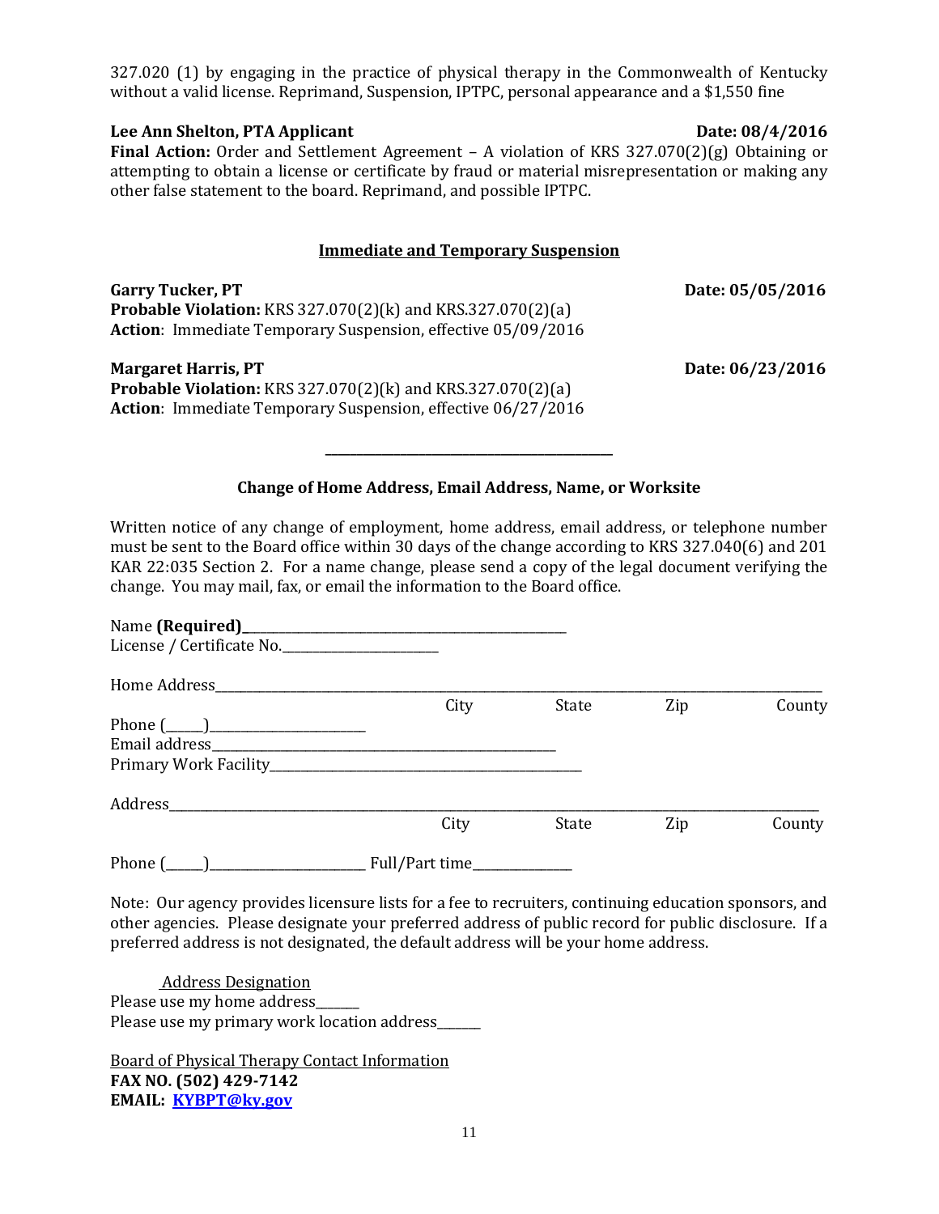327.020 (1) by engaging in the practice of physical therapy in the Commonwealth of Kentucky without a valid license. Reprimand, Suspension, IPTPC, personal appearance and a $1,550 fine

**Lee Ann Shelton, PTA Applicant** **Date: 08/4/2016**
**Final Action:** Order and Settlement Agreement – A violation of KRS 327.070(2)(g) Obtaining or attempting to obtain a license or certificate by fraud or material misrepresentation or making any other false statement to the board. Reprimand, and possible IPTPC.

## Immediate and Temporary Suspension

**Garry Tucker, PT** **Date: 05/05/2016**
**Probable Violation:** KRS 327.070(2)(k) and KRS.327.070(2)(a)
**Action**: Immediate Temporary Suspension, effective 05/09/2016

**Margaret Harris, PT** **Date: 06/23/2016**
**Probable Violation:** KRS 327.070(2)(k) and KRS.327.070(2)(a)
**Action**: Immediate Temporary Suspension, effective 06/27/2016

---

## Change of Home Address, Email Address, Name, or Worksite

Written notice of any change of employment, home address, email address, or telephone number must be sent to the Board office within 30 days of the change according to KRS 327.040(6) and 201 KAR 22:035 Section 2. For a name change, please send a copy of the legal document verifying the change. You may mail, fax, or email the information to the Board office.

Name **(Required)**___________________________________________
License / Certificate No.____________________

Home Address_____________________________________________________________________________
City State Zip County
Phone (_____)____________________
Email address_____________________________________________
Primary Work Facility______________________________________

Address__________________________________________________________________________________
City State Zip County

Phone (_____)____________________ Full/Part time____________

Note: Our agency provides licensure lists for a fee to recruiters, continuing education sponsors, and other agencies. Please designate your preferred address of public record for public disclosure. If a preferred address is not designated, the default address will be your home address.

Address Designation
Please use my home address______
Please use my primary work location address______

Board of Physical Therapy Contact Information
**FAX NO. (502) 429-7142**
**EMAIL: KYBPT@ky.gov**